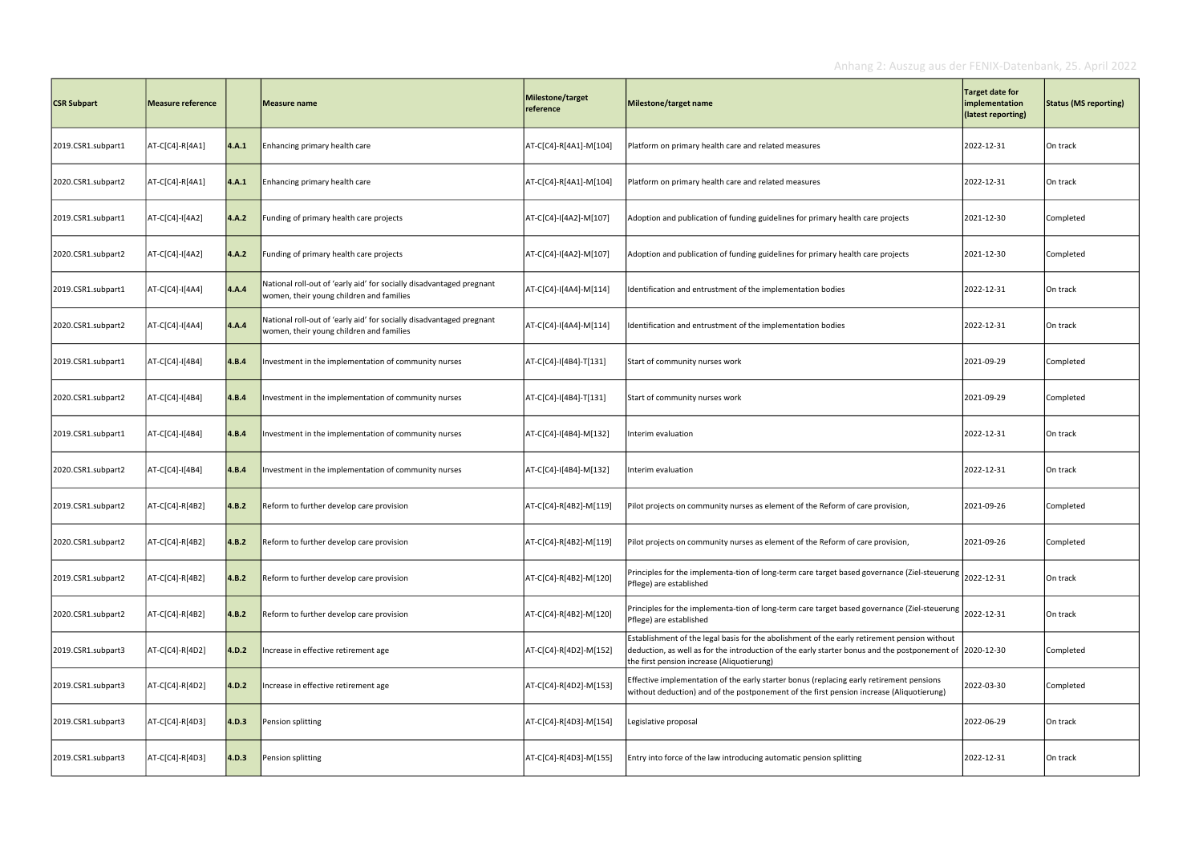Anhang 2: Auszug aus der FENIX-Datenbank, 25. April 2022

| CSR Subpart | Measure reference | | Measure name | Milestone/target reference | Milestone/target name | Target date for implementation (latest reporting) | Status (MS reporting) |
|---|---|---|---|---|---|---|---|
| 2019.CSR1.subpart1 | AT-C[C4]-R[4A1] | 4.A.1 | Enhancing primary health care | AT-C[C4]-R[4A1]-M[104] | Platform on primary health care and related measures | 2022-12-31 | On track |
| 2020.CSR1.subpart2 | AT-C[C4]-R[4A1] | 4.A.1 | Enhancing primary health care | AT-C[C4]-R[4A1]-M[104] | Platform on primary health care and related measures | 2022-12-31 | On track |
| 2019.CSR1.subpart1 | AT-C[C4]-I[4A2] | 4.A.2 | Funding of primary health care projects | AT-C[C4]-I[4A2]-M[107] | Adoption and publication of funding guidelines for primary health care projects | 2021-12-30 | Completed |
| 2020.CSR1.subpart2 | AT-C[C4]-I[4A2] | 4.A.2 | Funding of primary health care projects | AT-C[C4]-I[4A2]-M[107] | Adoption and publication of funding guidelines for primary health care projects | 2021-12-30 | Completed |
| 2019.CSR1.subpart1 | AT-C[C4]-I[4A4] | 4.A.4 | National roll-out of 'early aid' for socially disadvantaged pregnant women, their young children and families | AT-C[C4]-I[4A4]-M[114] | Identification and entrustment of the implementation bodies | 2022-12-31 | On track |
| 2020.CSR1.subpart2 | AT-C[C4]-I[4A4] | 4.A.4 | National roll-out of 'early aid' for socially disadvantaged pregnant women, their young children and families | AT-C[C4]-I[4A4]-M[114] | Identification and entrustment of the implementation bodies | 2022-12-31 | On track |
| 2019.CSR1.subpart1 | AT-C[C4]-I[4B4] | 4.B.4 | Investment in the implementation of community nurses | AT-C[C4]-I[4B4]-T[131] | Start of community nurses work | 2021-09-29 | Completed |
| 2020.CSR1.subpart2 | AT-C[C4]-I[4B4] | 4.B.4 | Investment in the implementation of community nurses | AT-C[C4]-I[4B4]-T[131] | Start of community nurses work | 2021-09-29 | Completed |
| 2019.CSR1.subpart1 | AT-C[C4]-I[4B4] | 4.B.4 | Investment in the implementation of community nurses | AT-C[C4]-I[4B4]-M[132] | Interim evaluation | 2022-12-31 | On track |
| 2020.CSR1.subpart2 | AT-C[C4]-I[4B4] | 4.B.4 | Investment in the implementation of community nurses | AT-C[C4]-I[4B4]-M[132] | Interim evaluation | 2022-12-31 | On track |
| 2019.CSR1.subpart2 | AT-C[C4]-R[4B2] | 4.B.2 | Reform to further develop care provision | AT-C[C4]-R[4B2]-M[119] | Pilot projects on community nurses as element of the Reform of care provision, | 2021-09-26 | Completed |
| 2020.CSR1.subpart2 | AT-C[C4]-R[4B2] | 4.B.2 | Reform to further develop care provision | AT-C[C4]-R[4B2]-M[119] | Pilot projects on community nurses as element of the Reform of care provision, | 2021-09-26 | Completed |
| 2019.CSR1.subpart2 | AT-C[C4]-R[4B2] | 4.B.2 | Reform to further develop care provision | AT-C[C4]-R[4B2]-M[120] | Principles for the implementa-tion of long-term care target based governance (Ziel-steuerung Pflege) are established | 2022-12-31 | On track |
| 2020.CSR1.subpart2 | AT-C[C4]-R[4B2] | 4.B.2 | Reform to further develop care provision | AT-C[C4]-R[4B2]-M[120] | Principles for the implementa-tion of long-term care target based governance (Ziel-steuerung Pflege) are established | 2022-12-31 | On track |
| 2019.CSR1.subpart3 | AT-C[C4]-R[4D2] | 4.D.2 | Increase in effective retirement age | AT-C[C4]-R[4D2]-M[152] | Establishment of the legal basis for the abolishment of the early retirement pension without deduction, as well as for the introduction of the early starter bonus and the postponement of the first pension increase (Aliquotierung) | 2020-12-30 | Completed |
| 2019.CSR1.subpart3 | AT-C[C4]-R[4D2] | 4.D.2 | Increase in effective retirement age | AT-C[C4]-R[4D2]-M[153] | Effective implementation of the early starter bonus (replacing early retirement pensions without deduction) and of the postponement of the first pension increase (Aliquotierung) | 2022-03-30 | Completed |
| 2019.CSR1.subpart3 | AT-C[C4]-R[4D3] | 4.D.3 | Pension splitting | AT-C[C4]-R[4D3]-M[154] | Legislative proposal | 2022-06-29 | On track |
| 2019.CSR1.subpart3 | AT-C[C4]-R[4D3] | 4.D.3 | Pension splitting | AT-C[C4]-R[4D3]-M[155] | Entry into force of the law introducing automatic pension splitting | 2022-12-31 | On track |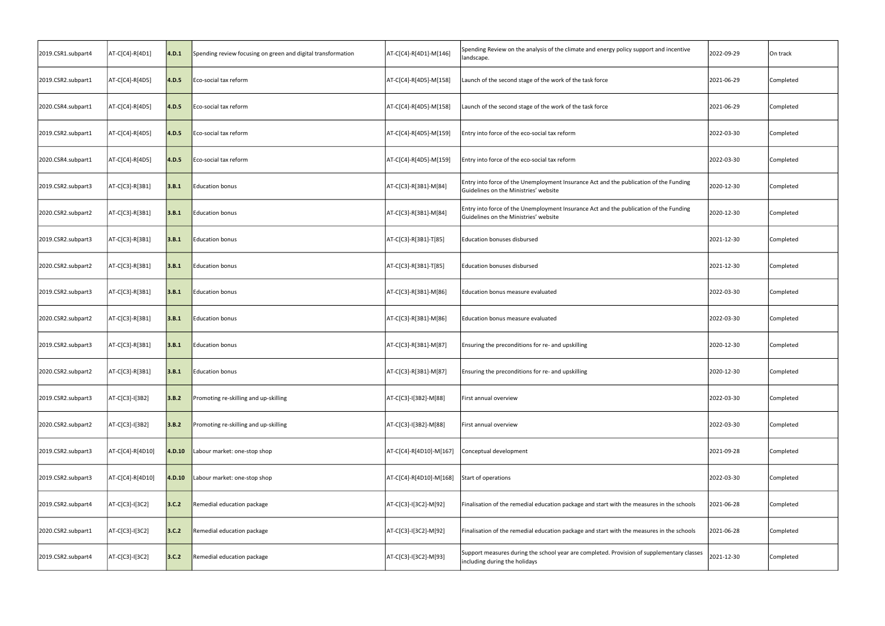| | | | | | | | |
|---|---|---|---|---|---|---|---|
| 2019.CSR1.subpart4 | AT-C[C4]-R[4D1] | **4.D.1** | Spending review focusing on green and digital transformation | AT-C[C4]-R[4D1]-M[146] | Spending Review on the analysis of the climate and energy policy support and incentive landscape. | 2022-09-29 | On track |
| 2019.CSR2.subpart1 | AT-C[C4]-R[4D5] | **4.D.5** | Eco-social tax reform | AT-C[C4]-R[4D5]-M[158] | Launch of the second stage of the work of the task force | 2021-06-29 | Completed |
| 2020.CSR4.subpart1 | AT-C[C4]-R[4D5] | **4.D.5** | Eco-social tax reform | AT-C[C4]-R[4D5]-M[158] | Launch of the second stage of the work of the task force | 2021-06-29 | Completed |
| 2019.CSR2.subpart1 | AT-C[C4]-R[4D5] | **4.D.5** | Eco-social tax reform | AT-C[C4]-R[4D5]-M[159] | Entry into force of the eco-social tax reform | 2022-03-30 | Completed |
| 2020.CSR4.subpart1 | AT-C[C4]-R[4D5] | **4.D.5** | Eco-social tax reform | AT-C[C4]-R[4D5]-M[159] | Entry into force of the eco-social tax reform | 2022-03-30 | Completed |
| 2019.CSR2.subpart3 | AT-C[C3]-R[3B1] | **3.B.1** | Education bonus | AT-C[C3]-R[3B1]-M[84] | Entry into force of the Unemployment Insurance Act and the publication of the Funding Guidelines on the Ministries' website | 2020-12-30 | Completed |
| 2020.CSR2.subpart2 | AT-C[C3]-R[3B1] | **3.B.1** | Education bonus | AT-C[C3]-R[3B1]-M[84] | Entry into force of the Unemployment Insurance Act and the publication of the Funding Guidelines on the Ministries' website | 2020-12-30 | Completed |
| 2019.CSR2.subpart3 | AT-C[C3]-R[3B1] | **3.B.1** | Education bonus | AT-C[C3]-R[3B1]-T[85] | Education bonuses disbursed | 2021-12-30 | Completed |
| 2020.CSR2.subpart2 | AT-C[C3]-R[3B1] | **3.B.1** | Education bonus | AT-C[C3]-R[3B1]-T[85] | Education bonuses disbursed | 2021-12-30 | Completed |
| 2019.CSR2.subpart3 | AT-C[C3]-R[3B1] | **3.B.1** | Education bonus | AT-C[C3]-R[3B1]-M[86] | Education bonus measure evaluated | 2022-03-30 | Completed |
| 2020.CSR2.subpart2 | AT-C[C3]-R[3B1] | **3.B.1** | Education bonus | AT-C[C3]-R[3B1]-M[86] | Education bonus measure evaluated | 2022-03-30 | Completed |
| 2019.CSR2.subpart3 | AT-C[C3]-R[3B1] | **3.B.1** | Education bonus | AT-C[C3]-R[3B1]-M[87] | Ensuring the preconditions for re- and upskilling | 2020-12-30 | Completed |
| 2020.CSR2.subpart2 | AT-C[C3]-R[3B1] | **3.B.1** | Education bonus | AT-C[C3]-R[3B1]-M[87] | Ensuring the preconditions for re- and upskilling | 2020-12-30 | Completed |
| 2019.CSR2.subpart3 | AT-C[C3]-I[3B2] | **3.B.2** | Promoting re-skilling and up-skilling | AT-C[C3]-I[3B2]-M[88] | First annual overview | 2022-03-30 | Completed |
| 2020.CSR2.subpart2 | AT-C[C3]-I[3B2] | **3.B.2** | Promoting re-skilling and up-skilling | AT-C[C3]-I[3B2]-M[88] | First annual overview | 2022-03-30 | Completed |
| 2019.CSR2.subpart3 | AT-C[C4]-R[4D10] | **4.D.10** | Labour market: one-stop shop | AT-C[C4]-R[4D10]-M[167] | Conceptual development | 2021-09-28 | Completed |
| 2019.CSR2.subpart3 | AT-C[C4]-R[4D10] | **4.D.10** | Labour market: one-stop shop | AT-C[C4]-R[4D10]-M[168] | Start of operations | 2022-03-30 | Completed |
| 2019.CSR2.subpart4 | AT-C[C3]-I[3C2] | **3.C.2** | Remedial education package | AT-C[C3]-I[3C2]-M[92] | Finalisation of the remedial education package and start with the measures in the schools | 2021-06-28 | Completed |
| 2020.CSR2.subpart1 | AT-C[C3]-I[3C2] | **3.C.2** | Remedial education package | AT-C[C3]-I[3C2]-M[92] | Finalisation of the remedial education package and start with the measures in the schools | 2021-06-28 | Completed |
| 2019.CSR2.subpart4 | AT-C[C3]-I[3C2] | **3.C.2** | Remedial education package | AT-C[C3]-I[3C2]-M[93] | Support measures during the school year are completed. Provision of supplementary classes including during the holidays | 2021-12-30 | Completed |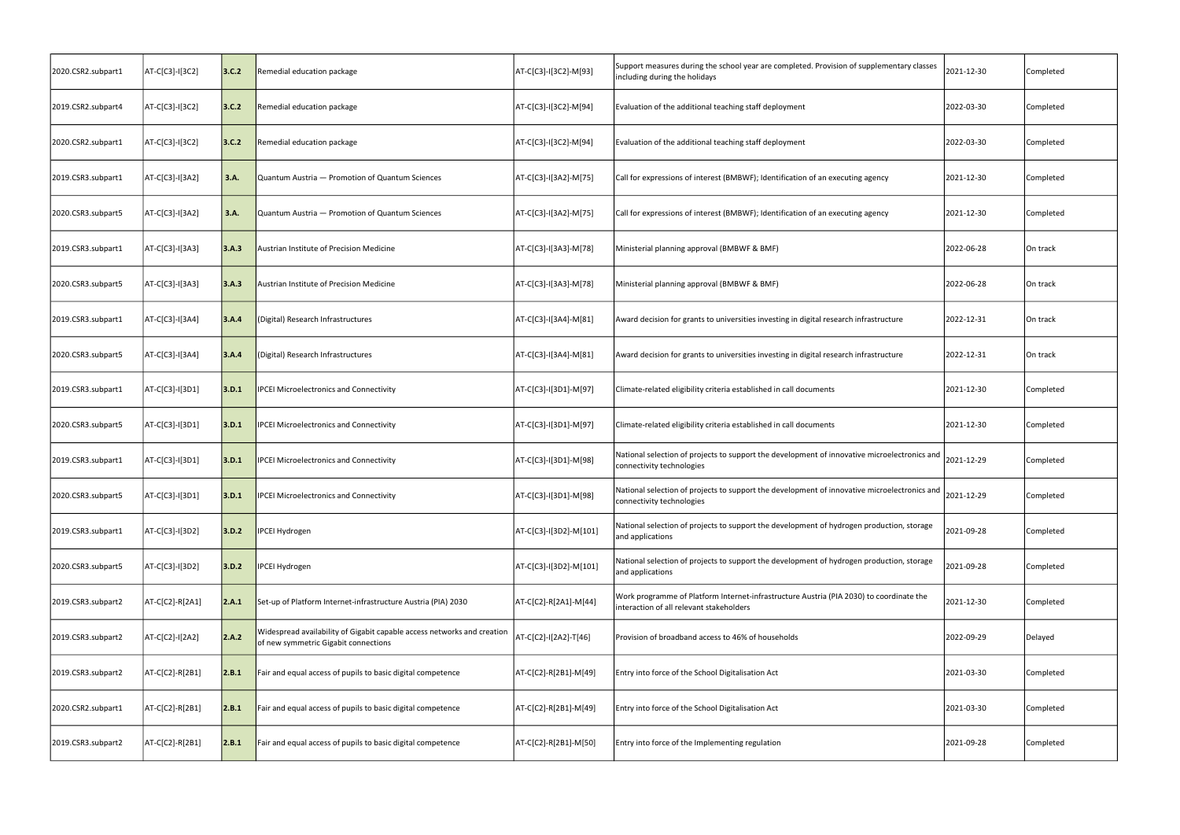| | | | | | | | |
|---|---|---|---|---|---|---|---|
| 2020.CSR2.subpart1 | AT-C[C3]-I[3C2] | 3.C.2 | Remedial education package | AT-C[C3]-I[3C2]-M[93] | Support measures during the school year are completed. Provision of supplementary classes including during the holidays | 2021-12-30 | Completed |
| 2019.CSR2.subpart4 | AT-C[C3]-I[3C2] | 3.C.2 | Remedial education package | AT-C[C3]-I[3C2]-M[94] | Evaluation of the additional teaching staff deployment | 2022-03-30 | Completed |
| 2020.CSR2.subpart1 | AT-C[C3]-I[3C2] | 3.C.2 | Remedial education package | AT-C[C3]-I[3C2]-M[94] | Evaluation of the additional teaching staff deployment | 2022-03-30 | Completed |
| 2019.CSR3.subpart1 | AT-C[C3]-I[3A2] | 3.A. | Quantum Austria — Promotion of Quantum Sciences | AT-C[C3]-I[3A2]-M[75] | Call for expressions of interest (BMBWF); Identification of an executing agency | 2021-12-30 | Completed |
| 2020.CSR3.subpart5 | AT-C[C3]-I[3A2] | 3.A. | Quantum Austria — Promotion of Quantum Sciences | AT-C[C3]-I[3A2]-M[75] | Call for expressions of interest (BMBWF); Identification of an executing agency | 2021-12-30 | Completed |
| 2019.CSR3.subpart1 | AT-C[C3]-I[3A3] | 3.A.3 | Austrian Institute of Precision Medicine | AT-C[C3]-I[3A3]-M[78] | Ministerial planning approval (BMBWF & BMF) | 2022-06-28 | On track |
| 2020.CSR3.subpart5 | AT-C[C3]-I[3A3] | 3.A.3 | Austrian Institute of Precision Medicine | AT-C[C3]-I[3A3]-M[78] | Ministerial planning approval (BMBWF & BMF) | 2022-06-28 | On track |
| 2019.CSR3.subpart1 | AT-C[C3]-I[3A4] | 3.A.4 | (Digital) Research Infrastructures | AT-C[C3]-I[3A4]-M[81] | Award decision for grants to universities investing in digital research infrastructure | 2022-12-31 | On track |
| 2020.CSR3.subpart5 | AT-C[C3]-I[3A4] | 3.A.4 | (Digital) Research Infrastructures | AT-C[C3]-I[3A4]-M[81] | Award decision for grants to universities investing in digital research infrastructure | 2022-12-31 | On track |
| 2019.CSR3.subpart1 | AT-C[C3]-I[3D1] | 3.D.1 | IPCEI Microelectronics and Connectivity | AT-C[C3]-I[3D1]-M[97] | Climate-related eligibility criteria established in call documents | 2021-12-30 | Completed |
| 2020.CSR3.subpart5 | AT-C[C3]-I[3D1] | 3.D.1 | IPCEI Microelectronics and Connectivity | AT-C[C3]-I[3D1]-M[97] | Climate-related eligibility criteria established in call documents | 2021-12-30 | Completed |
| 2019.CSR3.subpart1 | AT-C[C3]-I[3D1] | 3.D.1 | IPCEI Microelectronics and Connectivity | AT-C[C3]-I[3D1]-M[98] | National selection of projects to support the development of innovative microelectronics and connectivity technologies | 2021-12-29 | Completed |
| 2020.CSR3.subpart5 | AT-C[C3]-I[3D1] | 3.D.1 | IPCEI Microelectronics and Connectivity | AT-C[C3]-I[3D1]-M[98] | National selection of projects to support the development of innovative microelectronics and connectivity technologies | 2021-12-29 | Completed |
| 2019.CSR3.subpart1 | AT-C[C3]-I[3D2] | 3.D.2 | IPCEI Hydrogen | AT-C[C3]-I[3D2]-M[101] | National selection of projects to support the development of hydrogen production, storage and applications | 2021-09-28 | Completed |
| 2020.CSR3.subpart5 | AT-C[C3]-I[3D2] | 3.D.2 | IPCEI Hydrogen | AT-C[C3]-I[3D2]-M[101] | National selection of projects to support the development of hydrogen production, storage and applications | 2021-09-28 | Completed |
| 2019.CSR3.subpart2 | AT-C[C2]-R[2A1] | 2.A.1 | Set-up of Platform Internet-infrastructure Austria (PIA) 2030 | AT-C[C2]-R[2A1]-M[44] | Work programme of Platform Internet-infrastructure Austria (PIA 2030) to coordinate the interaction of all relevant stakeholders | 2021-12-30 | Completed |
| 2019.CSR3.subpart2 | AT-C[C2]-I[2A2] | 2.A.2 | Widespread availability of Gigabit capable access networks and creation of new symmetric Gigabit connections | AT-C[C2]-I[2A2]-T[46] | Provision of broadband access to 46% of households | 2022-09-29 | Delayed |
| 2019.CSR3.subpart2 | AT-C[C2]-R[2B1] | 2.B.1 | Fair and equal access of pupils to basic digital competence | AT-C[C2]-R[2B1]-M[49] | Entry into force of the School Digitalisation Act | 2021-03-30 | Completed |
| 2020.CSR2.subpart1 | AT-C[C2]-R[2B1] | 2.B.1 | Fair and equal access of pupils to basic digital competence | AT-C[C2]-R[2B1]-M[49] | Entry into force of the School Digitalisation Act | 2021-03-30 | Completed |
| 2019.CSR3.subpart2 | AT-C[C2]-R[2B1] | 2.B.1 | Fair and equal access of pupils to basic digital competence | AT-C[C2]-R[2B1]-M[50] | Entry into force of the Implementing regulation | 2021-09-28 | Completed |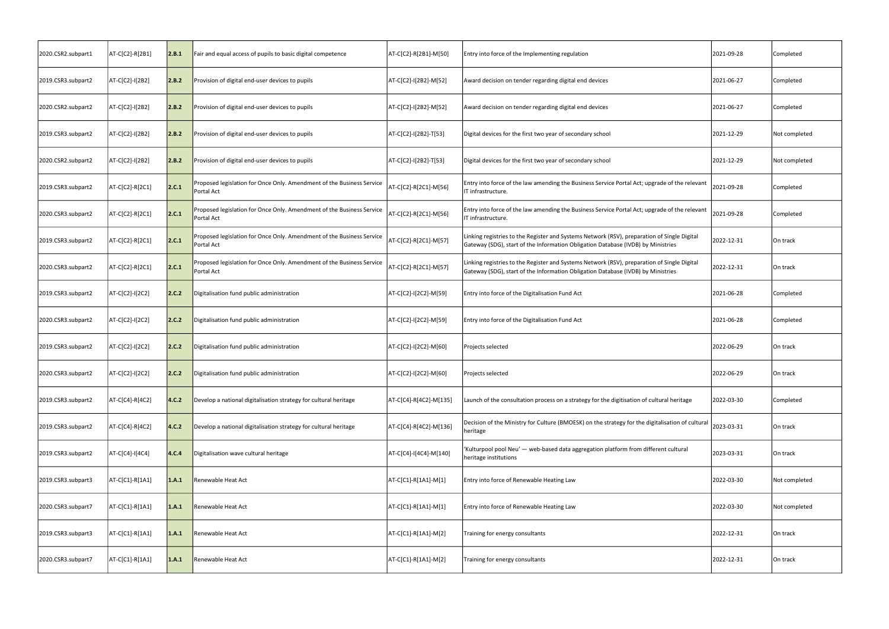| 2020.CSR2.subpart1 | AT-C[C2]-R[2B1] | 2.B.1 | Fair and equal access of pupils to basic digital competence | AT-C[C2]-R[2B1]-M[50] | Entry into force of the Implementing regulation | 2021-09-28 | Completed |
|---|---|---|---|---|---|---|---|
| 2019.CSR3.subpart2 | AT-C[C2]-I[2B2] | 2.B.2 | Provision of digital end-user devices to pupils | AT-C[C2]-I[2B2]-M[52] | Award decision on tender regarding digital end devices | 2021-06-27 | Completed |
| 2020.CSR2.subpart2 | AT-C[C2]-I[2B2] | 2.B.2 | Provision of digital end-user devices to pupils | AT-C[C2]-I[2B2]-M[52] | Award decision on tender regarding digital end devices | 2021-06-27 | Completed |
| 2019.CSR3.subpart2 | AT-C[C2]-I[2B2] | 2.B.2 | Provision of digital end-user devices to pupils | AT-C[C2]-I[2B2]-T[53] | Digital devices for the first two year of secondary school | 2021-12-29 | Not completed |
| 2020.CSR2.subpart2 | AT-C[C2]-I[2B2] | 2.B.2 | Provision of digital end-user devices to pupils | AT-C[C2]-I[2B2]-T[53] | Digital devices for the first two year of secondary school | 2021-12-29 | Not completed |
| 2019.CSR3.subpart2 | AT-C[C2]-R[2C1] | 2.C.1 | Proposed legislation for Once Only. Amendment of the Business Service Portal Act | AT-C[C2]-R[2C1]-M[56] | Entry into force of the law amending the Business Service Portal Act; upgrade of the relevant IT infrastructure. | 2021-09-28 | Completed |
| 2020.CSR3.subpart2 | AT-C[C2]-R[2C1] | 2.C.1 | Proposed legislation for Once Only. Amendment of the Business Service Portal Act | AT-C[C2]-R[2C1]-M[56] | Entry into force of the law amending the Business Service Portal Act; upgrade of the relevant IT infrastructure. | 2021-09-28 | Completed |
| 2019.CSR3.subpart2 | AT-C[C2]-R[2C1] | 2.C.1 | Proposed legislation for Once Only. Amendment of the Business Service Portal Act | AT-C[C2]-R[2C1]-M[57] | Linking registries to the Register and Systems Network (RSV), preparation of Single Digital Gateway (SDG), start of the Information Obligation Database (IVDB) by Ministries | 2022-12-31 | On track |
| 2020.CSR3.subpart2 | AT-C[C2]-R[2C1] | 2.C.1 | Proposed legislation for Once Only. Amendment of the Business Service Portal Act | AT-C[C2]-R[2C1]-M[57] | Linking registries to the Register and Systems Network (RSV), preparation of Single Digital Gateway (SDG), start of the Information Obligation Database (IVDB) by Ministries | 2022-12-31 | On track |
| 2019.CSR3.subpart2 | AT-C[C2]-I[2C2] | 2.C.2 | Digitalisation fund public administration | AT-C[C2]-I[2C2]-M[59] | Entry into force of the Digitalisation Fund Act | 2021-06-28 | Completed |
| 2020.CSR3.subpart2 | AT-C[C2]-I[2C2] | 2.C.2 | Digitalisation fund public administration | AT-C[C2]-I[2C2]-M[59] | Entry into force of the Digitalisation Fund Act | 2021-06-28 | Completed |
| 2019.CSR3.subpart2 | AT-C[C2]-I[2C2] | 2.C.2 | Digitalisation fund public administration | AT-C[C2]-I[2C2]-M[60] | Projects selected | 2022-06-29 | On track |
| 2020.CSR3.subpart2 | AT-C[C2]-I[2C2] | 2.C.2 | Digitalisation fund public administration | AT-C[C2]-I[2C2]-M[60] | Projects selected | 2022-06-29 | On track |
| 2019.CSR3.subpart2 | AT-C[C4]-R[4C2] | 4.C.2 | Develop a national digitalisation strategy for cultural heritage | AT-C[C4]-R[4C2]-M[135] | Launch of the consultation process on a strategy for the digitisation of cultural heritage | 2022-03-30 | Completed |
| 2019.CSR3.subpart2 | AT-C[C4]-R[4C2] | 4.C.2 | Develop a national digitalisation strategy for cultural heritage | AT-C[C4]-R[4C2]-M[136] | Decision of the Ministry for Culture (BMOESK) on the strategy for the digitalisation of cultural heritage | 2023-03-31 | On track |
| 2019.CSR3.subpart2 | AT-C[C4]-I[4C4] | 4.C.4 | Digitalisation wave cultural heritage | AT-C[C4]-I[4C4]-M[140] | 'Kulturpool pool Neu' — web-based data aggregation platform from different cultural heritage institutions | 2023-03-31 | On track |
| 2019.CSR3.subpart3 | AT-C[C1]-R[1A1] | 1.A.1 | Renewable Heat Act | AT-C[C1]-R[1A1]-M[1] | Entry into force of Renewable Heating Law | 2022-03-30 | Not completed |
| 2020.CSR3.subpart7 | AT-C[C1]-R[1A1] | 1.A.1 | Renewable Heat Act | AT-C[C1]-R[1A1]-M[1] | Entry into force of Renewable Heating Law | 2022-03-30 | Not completed |
| 2019.CSR3.subpart3 | AT-C[C1]-R[1A1] | 1.A.1 | Renewable Heat Act | AT-C[C1]-R[1A1]-M[2] | Training for energy consultants | 2022-12-31 | On track |
| 2020.CSR3.subpart7 | AT-C[C1]-R[1A1] | 1.A.1 | Renewable Heat Act | AT-C[C1]-R[1A1]-M[2] | Training for energy consultants | 2022-12-31 | On track |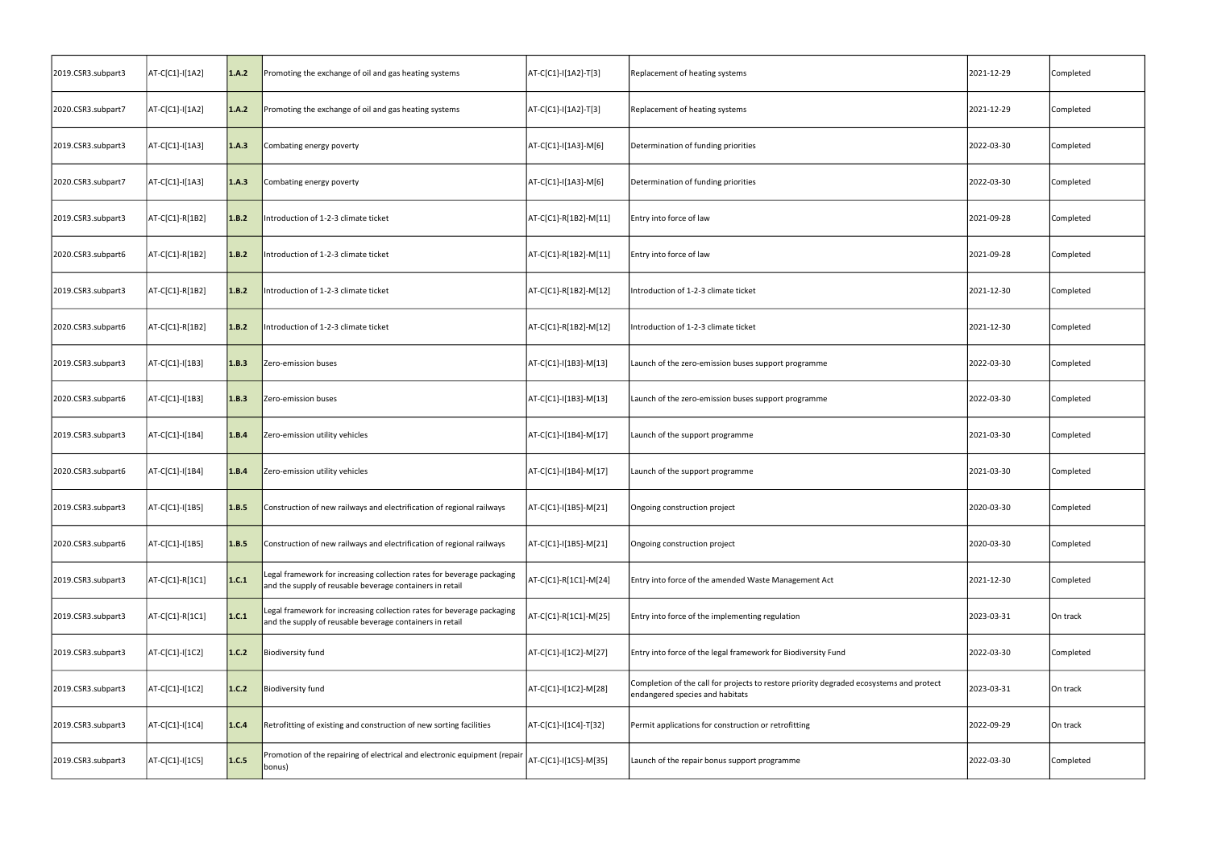| 2019.CSR3.subpart3 | AT-C[C1]-I[1A2] | **1.A.2** | Promoting the exchange of oil and gas heating systems | AT-C[C1]-I[1A2]-T[3] | Replacement of heating systems | 2021-12-29 | Completed |
|---|---|---|---|---|---|---|---|
| 2020.CSR3.subpart7 | AT-C[C1]-I[1A2] | **1.A.2** | Promoting the exchange of oil and gas heating systems | AT-C[C1]-I[1A2]-T[3] | Replacement of heating systems | 2021-12-29 | Completed |
| 2019.CSR3.subpart3 | AT-C[C1]-I[1A3] | **1.A.3** | Combating energy poverty | AT-C[C1]-I[1A3]-M[6] | Determination of funding priorities | 2022-03-30 | Completed |
| 2020.CSR3.subpart7 | AT-C[C1]-I[1A3] | **1.A.3** | Combating energy poverty | AT-C[C1]-I[1A3]-M[6] | Determination of funding priorities | 2022-03-30 | Completed |
| 2019.CSR3.subpart3 | AT-C[C1]-R[1B2] | **1.B.2** | Introduction of 1-2-3 climate ticket | AT-C[C1]-R[1B2]-M[11] | Entry into force of law | 2021-09-28 | Completed |
| 2020.CSR3.subpart6 | AT-C[C1]-R[1B2] | **1.B.2** | Introduction of 1-2-3 climate ticket | AT-C[C1]-R[1B2]-M[11] | Entry into force of law | 2021-09-28 | Completed |
| 2019.CSR3.subpart3 | AT-C[C1]-R[1B2] | **1.B.2** | Introduction of 1-2-3 climate ticket | AT-C[C1]-R[1B2]-M[12] | Introduction of 1-2-3 climate ticket | 2021-12-30 | Completed |
| 2020.CSR3.subpart6 | AT-C[C1]-R[1B2] | **1.B.2** | Introduction of 1-2-3 climate ticket | AT-C[C1]-R[1B2]-M[12] | Introduction of 1-2-3 climate ticket | 2021-12-30 | Completed |
| 2019.CSR3.subpart3 | AT-C[C1]-I[1B3] | **1.B.3** | Zero-emission buses | AT-C[C1]-I[1B3]-M[13] | Launch of the zero-emission buses support programme | 2022-03-30 | Completed |
| 2020.CSR3.subpart6 | AT-C[C1]-I[1B3] | **1.B.3** | Zero-emission buses | AT-C[C1]-I[1B3]-M[13] | Launch of the zero-emission buses support programme | 2022-03-30 | Completed |
| 2019.CSR3.subpart3 | AT-C[C1]-I[1B4] | **1.B.4** | Zero-emission utility vehicles | AT-C[C1]-I[1B4]-M[17] | Launch of the support programme | 2021-03-30 | Completed |
| 2020.CSR3.subpart6 | AT-C[C1]-I[1B4] | **1.B.4** | Zero-emission utility vehicles | AT-C[C1]-I[1B4]-M[17] | Launch of the support programme | 2021-03-30 | Completed |
| 2019.CSR3.subpart3 | AT-C[C1]-I[1B5] | **1.B.5** | Construction of new railways and electrification of regional railways | AT-C[C1]-I[1B5]-M[21] | Ongoing construction project | 2020-03-30 | Completed |
| 2020.CSR3.subpart6 | AT-C[C1]-I[1B5] | **1.B.5** | Construction of new railways and electrification of regional railways | AT-C[C1]-I[1B5]-M[21] | Ongoing construction project | 2020-03-30 | Completed |
| 2019.CSR3.subpart3 | AT-C[C1]-R[1C1] | **1.C.1** | Legal framework for increasing collection rates for beverage packaging and the supply of reusable beverage containers in retail | AT-C[C1]-R[1C1]-M[24] | Entry into force of the amended Waste Management Act | 2021-12-30 | Completed |
| 2019.CSR3.subpart3 | AT-C[C1]-R[1C1] | **1.C.1** | Legal framework for increasing collection rates for beverage packaging and the supply of reusable beverage containers in retail | AT-C[C1]-R[1C1]-M[25] | Entry into force of the implementing regulation | 2023-03-31 | On track |
| 2019.CSR3.subpart3 | AT-C[C1]-I[1C2] | **1.C.2** | Biodiversity fund | AT-C[C1]-I[1C2]-M[27] | Entry into force of the legal framework for Biodiversity Fund | 2022-03-30 | Completed |
| 2019.CSR3.subpart3 | AT-C[C1]-I[1C2] | **1.C.2** | Biodiversity fund | AT-C[C1]-I[1C2]-M[28] | Completion of the call for projects to restore priority degraded ecosystems and protect endangered species and habitats | 2023-03-31 | On track |
| 2019.CSR3.subpart3 | AT-C[C1]-I[1C4] | **1.C.4** | Retrofitting of existing and construction of new sorting facilities | AT-C[C1]-I[1C4]-T[32] | Permit applications for construction or retrofitting | 2022-09-29 | On track |
| 2019.CSR3.subpart3 | AT-C[C1]-I[1C5] | **1.C.5** | Promotion of the repairing of electrical and electronic equipment (repair bonus) | AT-C[C1]-I[1C5]-M[35] | Launch of the repair bonus support programme | 2022-03-30 | Completed |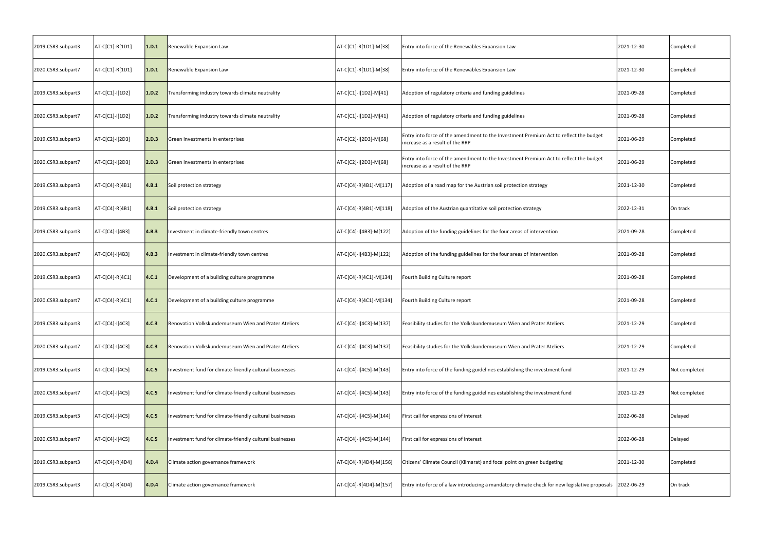| | | | | | | | |
|---|---|---|---|---|---|---|---|
| 2019.CSR3.subpart3 | AT-C[C1]-R[1D1] | **1.D.1** | Renewable Expansion Law | AT-C[C1]-R[1D1]-M[38] | Entry into force of the Renewables Expansion Law | 2021-12-30 | Completed |
| 2020.CSR3.subpart7 | AT-C[C1]-R[1D1] | **1.D.1** | Renewable Expansion Law | AT-C[C1]-R[1D1]-M[38] | Entry into force of the Renewables Expansion Law | 2021-12-30 | Completed |
| 2019.CSR3.subpart3 | AT-C[C1]-I[1D2] | **1.D.2** | Transforming industry towards climate neutrality | AT-C[C1]-I[1D2]-M[41] | Adoption of regulatory criteria and funding guidelines | 2021-09-28 | Completed |
| 2020.CSR3.subpart7 | AT-C[C1]-I[1D2] | **1.D.2** | Transforming industry towards climate neutrality | AT-C[C1]-I[1D2]-M[41] | Adoption of regulatory criteria and funding guidelines | 2021-09-28 | Completed |
| 2019.CSR3.subpart3 | AT-C[C2]-I[2D3] | **2.D.3** | Green investments in enterprises | AT-C[C2]-I[2D3]-M[68] | Entry into force of the amendment to the Investment Premium Act to reflect the budget increase as a result of the RRP | 2021-06-29 | Completed |
| 2020.CSR3.subpart7 | AT-C[C2]-I[2D3] | **2.D.3** | Green investments in enterprises | AT-C[C2]-I[2D3]-M[68] | Entry into force of the amendment to the Investment Premium Act to reflect the budget increase as a result of the RRP | 2021-06-29 | Completed |
| 2019.CSR3.subpart3 | AT-C[C4]-R[4B1] | **4.B.1** | Soil protection strategy | AT-C[C4]-R[4B1]-M[117] | Adoption of a road map for the Austrian soil protection strategy | 2021-12-30 | Completed |
| 2019.CSR3.subpart3 | AT-C[C4]-R[4B1] | **4.B.1** | Soil protection strategy | AT-C[C4]-R[4B1]-M[118] | Adoption of the Austrian quantitative soil protection strategy | 2022-12-31 | On track |
| 2019.CSR3.subpart3 | AT-C[C4]-I[4B3] | **4.B.3** | Investment in climate-friendly town centres | AT-C[C4]-I[4B3]-M[122] | Adoption of the funding guidelines for the four areas of intervention | 2021-09-28 | Completed |
| 2020.CSR3.subpart7 | AT-C[C4]-I[4B3] | **4.B.3** | Investment in climate-friendly town centres | AT-C[C4]-I[4B3]-M[122] | Adoption of the funding guidelines for the four areas of intervention | 2021-09-28 | Completed |
| 2019.CSR3.subpart3 | AT-C[C4]-R[4C1] | **4.C.1** | Development of a building culture programme | AT-C[C4]-R[4C1]-M[134] | Fourth Building Culture report | 2021-09-28 | Completed |
| 2020.CSR3.subpart7 | AT-C[C4]-R[4C1] | **4.C.1** | Development of a building culture programme | AT-C[C4]-R[4C1]-M[134] | Fourth Building Culture report | 2021-09-28 | Completed |
| 2019.CSR3.subpart3 | AT-C[C4]-I[4C3] | **4.C.3** | Renovation Volkskundemuseum Wien and Prater Ateliers | AT-C[C4]-I[4C3]-M[137] | Feasibility studies for the Volkskundemuseum Wien and Prater Ateliers | 2021-12-29 | Completed |
| 2020.CSR3.subpart7 | AT-C[C4]-I[4C3] | **4.C.3** | Renovation Volkskundemuseum Wien and Prater Ateliers | AT-C[C4]-I[4C3]-M[137] | Feasibility studies for the Volkskundemuseum Wien and Prater Ateliers | 2021-12-29 | Completed |
| 2019.CSR3.subpart3 | AT-C[C4]-I[4C5] | **4.C.5** | Investment fund for climate-friendly cultural businesses | AT-C[C4]-I[4C5]-M[143] | Entry into force of the funding guidelines establishing the investment fund | 2021-12-29 | Not completed |
| 2020.CSR3.subpart7 | AT-C[C4]-I[4C5] | **4.C.5** | Investment fund for climate-friendly cultural businesses | AT-C[C4]-I[4C5]-M[143] | Entry into force of the funding guidelines establishing the investment fund | 2021-12-29 | Not completed |
| 2019.CSR3.subpart3 | AT-C[C4]-I[4C5] | **4.C.5** | Investment fund for climate-friendly cultural businesses | AT-C[C4]-I[4C5]-M[144] | First call for expressions of interest | 2022-06-28 | Delayed |
| 2020.CSR3.subpart7 | AT-C[C4]-I[4C5] | **4.C.5** | Investment fund for climate-friendly cultural businesses | AT-C[C4]-I[4C5]-M[144] | First call for expressions of interest | 2022-06-28 | Delayed |
| 2019.CSR3.subpart3 | AT-C[C4]-R[4D4] | **4.D.4** | Climate action governance framework | AT-C[C4]-R[4D4]-M[156] | Citizens' Climate Council (Klimarat) and focal point on green budgeting | 2021-12-30 | Completed |
| 2019.CSR3.subpart3 | AT-C[C4]-R[4D4] | **4.D.4** | Climate action governance framework | AT-C[C4]-R[4D4]-M[157] | Entry into force of a law introducing a mandatory climate check for new legislative proposals | 2022-06-29 | On track |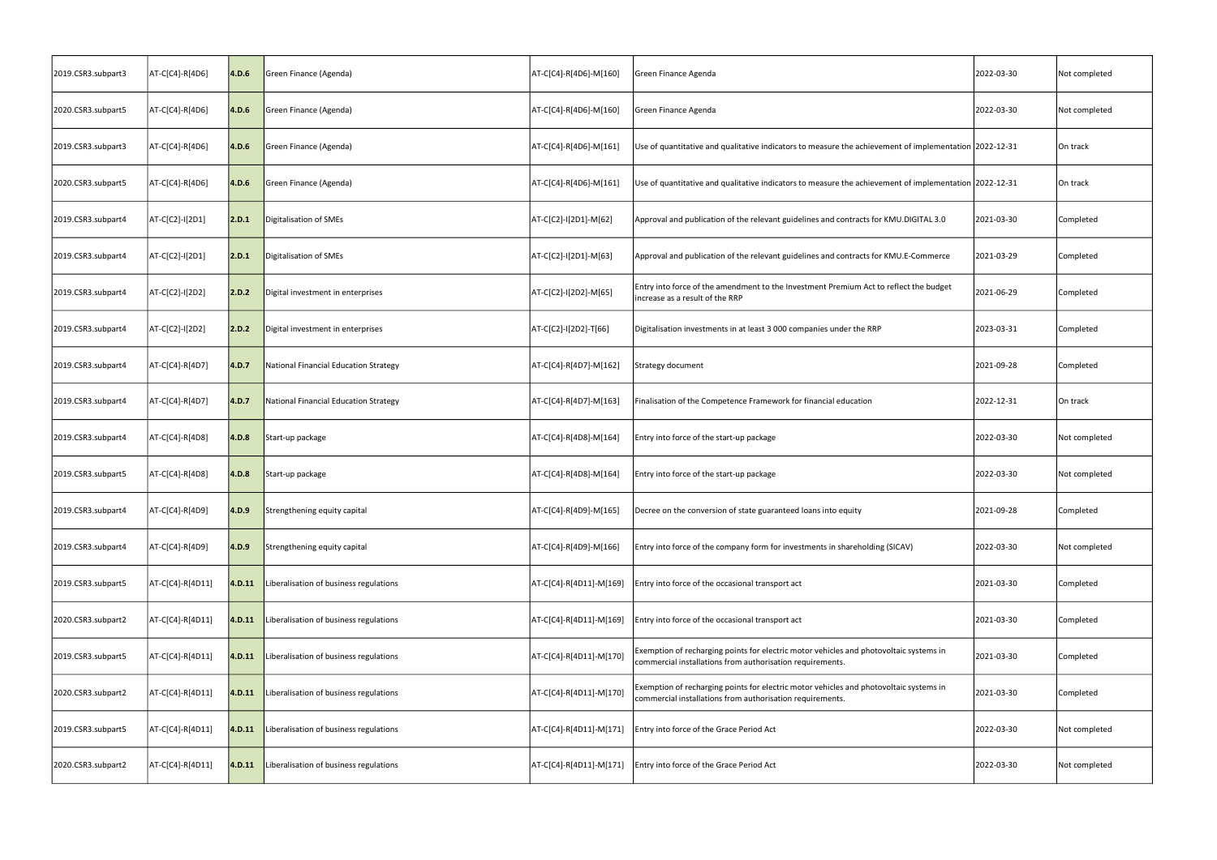| | | | | | | | |
|---|---|---|---|---|---|---|---|
| 2019.CSR3.subpart3 | AT-C[C4]-R[4D6] | **4.D.6** | Green Finance (Agenda) | AT-C[C4]-R[4D6]-M[160] | Green Finance Agenda | 2022-03-30 | Not completed |
| 2020.CSR3.subpart5 | AT-C[C4]-R[4D6] | **4.D.6** | Green Finance (Agenda) | AT-C[C4]-R[4D6]-M[160] | Green Finance Agenda | 2022-03-30 | Not completed |
| 2019.CSR3.subpart3 | AT-C[C4]-R[4D6] | **4.D.6** | Green Finance (Agenda) | AT-C[C4]-R[4D6]-M[161] | Use of quantitative and qualitative indicators to measure the achievement of implementation | 2022-12-31 | On track |
| 2020.CSR3.subpart5 | AT-C[C4]-R[4D6] | **4.D.6** | Green Finance (Agenda) | AT-C[C4]-R[4D6]-M[161] | Use of quantitative and qualitative indicators to measure the achievement of implementation | 2022-12-31 | On track |
| 2019.CSR3.subpart4 | AT-C[C2]-I[2D1] | **2.D.1** | Digitalisation of SMEs | AT-C[C2]-I[2D1]-M[62] | Approval and publication of the relevant guidelines and contracts for KMU.DIGITAL 3.0 | 2021-03-30 | Completed |
| 2019.CSR3.subpart4 | AT-C[C2]-I[2D1] | **2.D.1** | Digitalisation of SMEs | AT-C[C2]-I[2D1]-M[63] | Approval and publication of the relevant guidelines and contracts for KMU.E-Commerce | 2021-03-29 | Completed |
| 2019.CSR3.subpart4 | AT-C[C2]-I[2D2] | **2.D.2** | Digital investment in enterprises | AT-C[C2]-I[2D2]-M[65] | Entry into force of the amendment to the Investment Premium Act to reflect the budget increase as a result of the RRP | 2021-06-29 | Completed |
| 2019.CSR3.subpart4 | AT-C[C2]-I[2D2] | **2.D.2** | Digital investment in enterprises | AT-C[C2]-I[2D2]-T[66] | Digitalisation investments in at least 3 000 companies under the RRP | 2023-03-31 | Completed |
| 2019.CSR3.subpart4 | AT-C[C4]-R[4D7] | **4.D.7** | National Financial Education Strategy | AT-C[C4]-R[4D7]-M[162] | Strategy document | 2021-09-28 | Completed |
| 2019.CSR3.subpart4 | AT-C[C4]-R[4D7] | **4.D.7** | National Financial Education Strategy | AT-C[C4]-R[4D7]-M[163] | Finalisation of the Competence Framework for financial education | 2022-12-31 | On track |
| 2019.CSR3.subpart4 | AT-C[C4]-R[4D8] | **4.D.8** | Start-up package | AT-C[C4]-R[4D8]-M[164] | Entry into force of the start-up package | 2022-03-30 | Not completed |
| 2019.CSR3.subpart5 | AT-C[C4]-R[4D8] | **4.D.8** | Start-up package | AT-C[C4]-R[4D8]-M[164] | Entry into force of the start-up package | 2022-03-30 | Not completed |
| 2019.CSR3.subpart4 | AT-C[C4]-R[4D9] | **4.D.9** | Strengthening equity capital | AT-C[C4]-R[4D9]-M[165] | Decree on the conversion of state guaranteed loans into equity | 2021-09-28 | Completed |
| 2019.CSR3.subpart4 | AT-C[C4]-R[4D9] | **4.D.9** | Strengthening equity capital | AT-C[C4]-R[4D9]-M[166] | Entry into force of the company form for investments in shareholding (SICAV) | 2022-03-30 | Not completed |
| 2019.CSR3.subpart5 | AT-C[C4]-R[4D11] | **4.D.11** | Liberalisation of business regulations | AT-C[C4]-R[4D11]-M[169] | Entry into force of the occasional transport act | 2021-03-30 | Completed |
| 2020.CSR3.subpart2 | AT-C[C4]-R[4D11] | **4.D.11** | Liberalisation of business regulations | AT-C[C4]-R[4D11]-M[169] | Entry into force of the occasional transport act | 2021-03-30 | Completed |
| 2019.CSR3.subpart5 | AT-C[C4]-R[4D11] | **4.D.11** | Liberalisation of business regulations | AT-C[C4]-R[4D11]-M[170] | Exemption of recharging points for electric motor vehicles and photovoltaic systems in commercial installations from authorisation requirements. | 2021-03-30 | Completed |
| 2020.CSR3.subpart2 | AT-C[C4]-R[4D11] | **4.D.11** | Liberalisation of business regulations | AT-C[C4]-R[4D11]-M[170] | Exemption of recharging points for electric motor vehicles and photovoltaic systems in commercial installations from authorisation requirements. | 2021-03-30 | Completed |
| 2019.CSR3.subpart5 | AT-C[C4]-R[4D11] | **4.D.11** | Liberalisation of business regulations | AT-C[C4]-R[4D11]-M[171] | Entry into force of the Grace Period Act | 2022-03-30 | Not completed |
| 2020.CSR3.subpart2 | AT-C[C4]-R[4D11] | **4.D.11** | Liberalisation of business regulations | AT-C[C4]-R[4D11]-M[171] | Entry into force of the Grace Period Act | 2022-03-30 | Not completed |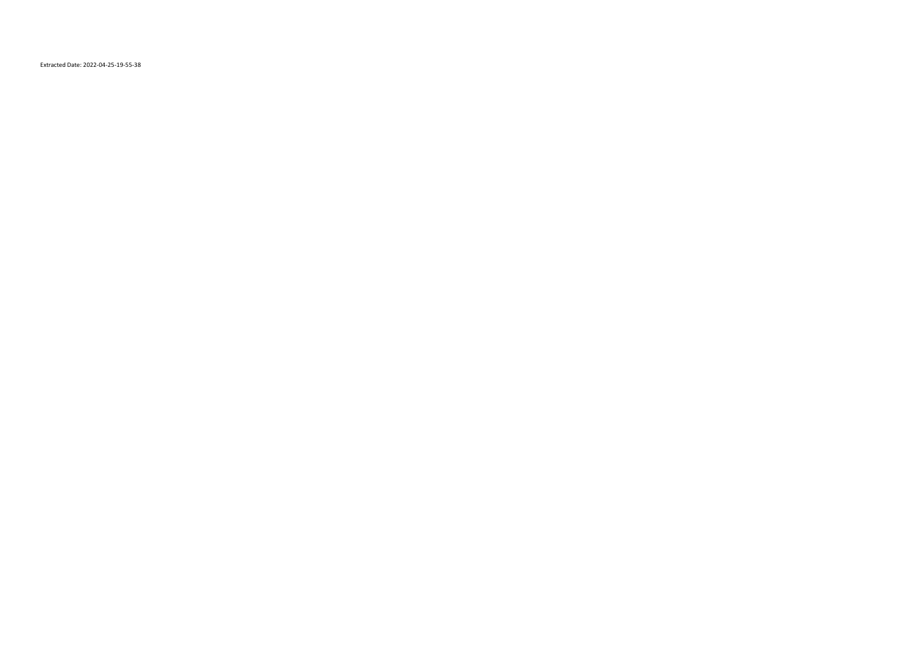Extracted Date: 2022-04-25-19-55-38